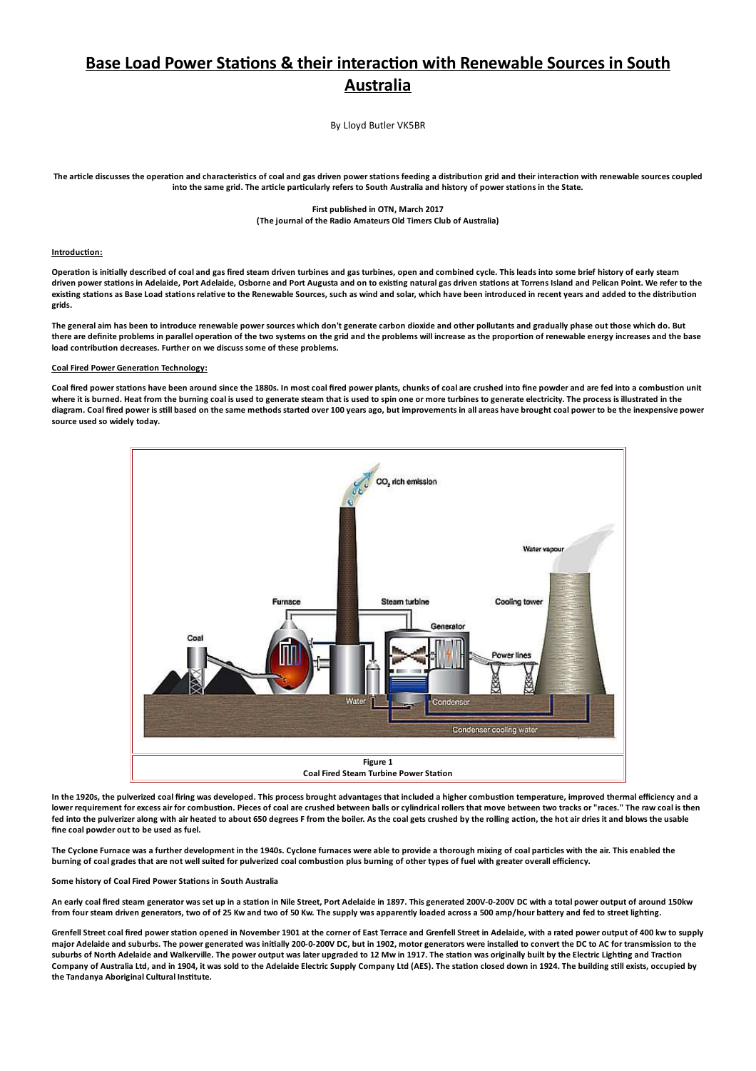# Base Load Power Stations & their interaction with Renewable Sources in South Australia

By Lloyd Butler VK5BR

**The article discusses the operation and characteristics of coal and gas driven power stations feeding a distribution grid and their interaction with renewable sources coupled into the same grid. The article particularly refers to South Australia and history of power stations in the State.**

**First published in OTN, March 2017**
**(The journal of the Radio Amateurs Old Timers Club of Australia)**

## Introduction:

**Operation is initially described of coal and gas fired steam driven turbines and gas turbines, open and combined cycle. This leads into some brief history of early steam driven power stations in Adelaide, Port Adelaide, Osborne and Port Augusta and on to existing natural gas driven stations at Torrens Island and Pelican Point. We refer to the existing stations as Base Load stations relative to the Renewable Sources, such as wind and solar, which have been introduced in recent years and added to the distribution grids.**

**The general aim has been to introduce renewable power sources which don't generate carbon dioxide and other pollutants and gradually phase out those which do. But there are definite problems in parallel operation of the two systems on the grid and the problems will increase as the proportion of renewable energy increases and the base load contribution decreases. Further on we discuss some of these problems.**

## Coal Fired Power Generation Technology:

**Coal fired power stations have been around since the 1880s. In most coal fired power plants, chunks of coal are crushed into fine powder and are fed into a combustion unit where it is burned. Heat from the burning coal is used to generate steam that is used to spin one or more turbines to generate electricity. The process is illustrated in the diagram. Coal fired power is still based on the same methods started over 100 years ago, but improvements in all areas have brought coal power to be the inexpensive power source used so widely today.**

**Figure 1**
**Coal Fired Steam Turbine Power Station**

**In the 1920s, the pulverized coal firing was developed. This process brought advantages that included a higher combustion temperature, improved thermal efficiency and a lower requirement for excess air for combustion. Pieces of coal are crushed between balls or cylindrical rollers that move between two tracks or "races." The raw coal is then fed into the pulverizer along with air heated to about 650 degrees F from the boiler. As the coal gets crushed by the rolling action, the hot air dries it and blows the usable fine coal powder out to be used as fuel.**

**The Cyclone Furnace was a further development in the 1940s. Cyclone furnaces were able to provide a thorough mixing of coal particles with the air. This enabled the burning of coal grades that are not well suited for pulverized coal combustion plus burning of other types of fuel with greater overall efficiency.**

### Some history of Coal Fired Power Stations in South Australia

**An early coal fired steam generator was set up in a station in Nile Street, Port Adelaide in 1897. This generated 200V-0-200V DC with a total power output of around 150kw from four steam driven generators, two of of 25 Kw and two of 50 Kw. The supply was apparently loaded across a 500 amp/hour battery and fed to street lighting.**

**Grenfell Street coal fired power station opened in November 1901 at the corner of East Terrace and Grenfell Street in Adelaide, with a rated power output of 400 kw to supply major Adelaide and suburbs. The power generated was initially 200-0-200V DC, but in 1902, motor generators were installed to convert the DC to AC for transmission to the suburbs of North Adelaide and Walkerville. The power output was later upgraded to 12 Mw in 1917. The station was originally built by the Electric Lighting and Traction Company of Australia Ltd, and in 1904, it was sold to the Adelaide Electric Supply Company Ltd (AES). The station closed down in 1924. The building still exists, occupied by the Tandanya Aboriginal Cultural Institute.**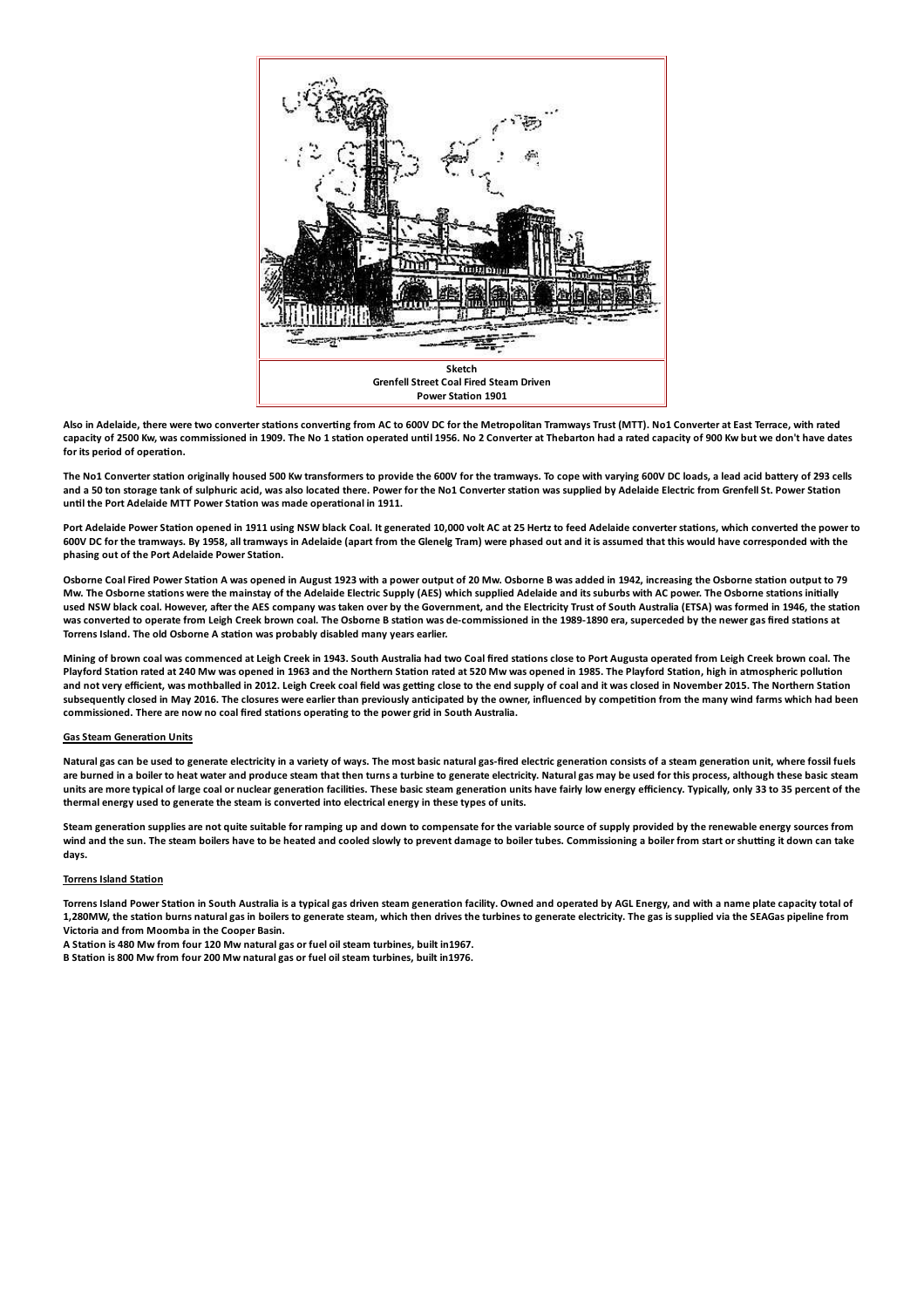Sketch
Grenfell Street Coal Fired Steam Driven
Power Station 1901

**Also in Adelaide, there were two converter stations converting from AC to 600V DC for the Metropolitan Tramways Trust (MTT). No1 Converter at East Terrace, with rated capacity of 2500 Kw, was commissioned in 1909. The No 1 station operated until 1956. No 2 Converter at Thebarton had a rated capacity of 900 Kw but we don't have dates for its period of operation.**

**The No1 Converter station originally housed 500 Kw transformers to provide the 600V for the tramways. To cope with varying 600V DC loads, a lead acid battery of 293 cells and a 50 ton storage tank of sulphuric acid, was also located there. Power for the No1 Converter station was supplied by Adelaide Electric from Grenfell St. Power Station until the Port Adelaide MTT Power Station was made operational in 1911.**

**Port Adelaide Power Station opened in 1911 using NSW black Coal. It generated 10,000 volt AC at 25 Hertz to feed Adelaide converter stations, which converted the power to 600V DC for the tramways. By 1958, all tramways in Adelaide (apart from the Glenelg Tram) were phased out and it is assumed that this would have corresponded with the phasing out of the Port Adelaide Power Station.**

**Osborne Coal Fired Power Station A was opened in August 1923 with a power output of 20 Mw. Osborne B was added in 1942, increasing the Osborne station output to 79 Mw. The Osborne stations were the mainstay of the Adelaide Electric Supply (AES) which supplied Adelaide and its suburbs with AC power. The Osborne stations initially used NSW black coal. However, after the AES company was taken over by the Government, and the Electricity Trust of South Australia (ETSA) was formed in 1946, the station was converted to operate from Leigh Creek brown coal. The Osborne B station was de-commissioned in the 1989-1890 era, superceded by the newer gas fired stations at Torrens Island. The old Osborne A station was probably disabled many years earlier.**

**Mining of brown coal was commenced at Leigh Creek in 1943. South Australia had two Coal fired stations close to Port Augusta operated from Leigh Creek brown coal. The Playford Station rated at 240 Mw was opened in 1963 and the Northern Station rated at 520 Mw was opened in 1985. The Playford Station, high in atmospheric pollution and not very efficient, was mothballed in 2012. Leigh Creek coal field was getting close to the end supply of coal and it was closed in November 2015. The Northern Station subsequently closed in May 2016. The closures were earlier than previously anticipated by the owner, influenced by competition from the many wind farms which had been commissioned. There are now no coal fired stations operating to the power grid in South Australia.**

## Gas Steam Generation Units

**Natural gas can be used to generate electricity in a variety of ways. The most basic natural gas-fired electric generation consists of a steam generation unit, where fossil fuels are burned in a boiler to heat water and produce steam that then turns a turbine to generate electricity. Natural gas may be used for this process, although these basic steam units are more typical of large coal or nuclear generation facilities. These basic steam generation units have fairly low energy efficiency. Typically, only 33 to 35 percent of the thermal energy used to generate the steam is converted into electrical energy in these types of units.**

**Steam generation supplies are not quite suitable for ramping up and down to compensate for the variable source of supply provided by the renewable energy sources from wind and the sun. The steam boilers have to be heated and cooled slowly to prevent damage to boiler tubes. Commissioning a boiler from start or shutting it down can take days.**

## Torrens Island Station

**Torrens Island Power Station in South Australia is a typical gas driven steam generation facility. Owned and operated by AGL Energy, and with a name plate capacity total of 1,280MW, the station burns natural gas in boilers to generate steam, which then drives the turbines to generate electricity. The gas is supplied via the SEAGas pipeline from Victoria and from Moomba in the Cooper Basin.**
**A Station is 480 Mw from four 120 Mw natural gas or fuel oil steam turbines, built in1967.**
**B Station is 800 Mw from four 200 Mw natural gas or fuel oil steam turbines, built in1976.**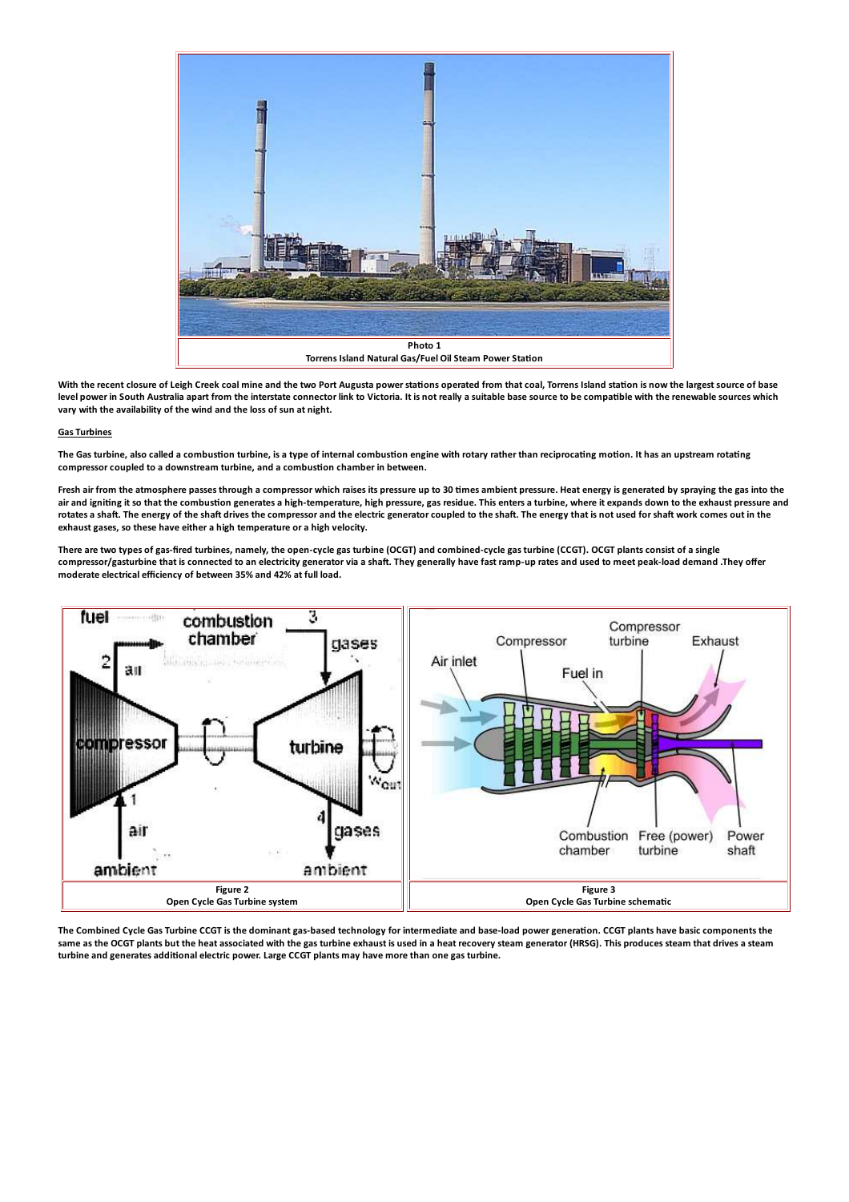Photo 1
Torrens Island Natural Gas/Fuel Oil Steam Power Station

**With the recent closure of Leigh Creek coal mine and the two Port Augusta power stations operated from that coal, Torrens Island station is now the largest source of base level power in South Australia apart from the interstate connector link to Victoria. It is not really a suitable base source to be compatible with the renewable sources which vary with the availability of the wind and the loss of sun at night.**

**Gas Turbines**

**The Gas turbine, also called a combustion turbine, is a type of internal combustion engine with rotary rather than reciprocating motion. It has an upstream rotating compressor coupled to a downstream turbine, and a combustion chamber in between.**

**Fresh air from the atmosphere passes through a compressor which raises its pressure up to 30 times ambient pressure. Heat energy is generated by spraying the gas into the air and igniting it so that the combustion generates a high-temperature, high pressure, gas residue. This enters a turbine, where it expands down to the exhaust pressure and rotates a shaft. The energy of the shaft drives the compressor and the electric generator coupled to the shaft. The energy that is not used for shaft work comes out in the exhaust gases, so these have either a high temperature or a high velocity.**

**There are two types of gas-fired turbines, namely, the open-cycle gas turbine (OCGT) and combined-cycle gas turbine (CCGT). OCGT plants consist of a single compressor/gasturbine that is connected to an electricity generator via a shaft. They generally have fast ramp-up rates and used to meet peak-load demand .They offer moderate electrical efficiency of between 35% and 42% at full load.**

Figure 2
Open Cycle Gas Turbine system

Figure 3
Open Cycle Gas Turbine schematic

**The Combined Cycle Gas Turbine CCGT is the dominant gas-based technology for intermediate and base-load power generation. CCGT plants have basic components the same as the OCGT plants but the heat associated with the gas turbine exhaust is used in a heat recovery steam generator (HRSG). This produces steam that drives a steam turbine and generates additional electric power. Large CCGT plants may have more than one gas turbine.**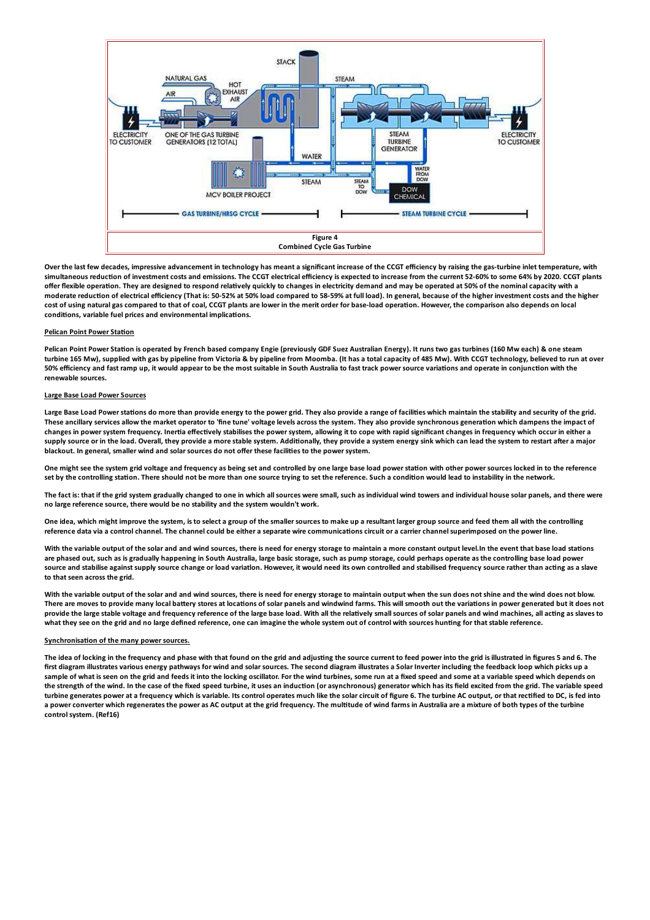Figure 4
Combined Cycle Gas Turbine

Over the last few decades, impressive advancement in technology has meant a significant increase of the CCGT efficiency by raising the gas-turbine inlet temperature, with simultaneous reduction of investment costs and emissions. The CCGT electrical efficiency is expected to increase from the current 52-60% to some 64% by 2020. CCGT plants offer flexible operation. They are designed to respond relatively quickly to changes in electricity demand and may be operated at 50% of the nominal capacity with a moderate reduction of electrical efficiency (That is: 50-52% at 50% load compared to 58-59% at full load). In general, because of the higher investment costs and the higher cost of using natural gas compared to that of coal, CCGT plants are lower in the merit order for base-load operation. However, the comparison also depends on local conditions, variable fuel prices and environmental implications.

## Pelican Point Power Station

Pelican Point Power Station is operated by French based company Engie (previously GDF Suez Australian Energy). It runs two gas turbines (160 Mw each) & one steam turbine 165 Mw), supplied with gas by pipeline from Victoria & by pipeline from Moomba. (It has a total capacity of 485 Mw). With CCGT technology, believed to run at over 50% efficiency and fast ramp up, it would appear to be the most suitable in South Australia to fast track power source variations and operate in conjunction with the renewable sources.

## Large Base Load Power Sources

Large Base Load Power stations do more than provide energy to the power grid. They also provide a range of facilities which maintain the stability and security of the grid. These ancillary services allow the market operator to 'fine tune' voltage levels across the system. They also provide synchronous generation which dampens the impact of changes in power system frequency. Inertia effectively stabilises the power system, allowing it to cope with rapid significant changes in frequency which occur in either a supply source or in the load. Overall, they provide a more stable system. Additionally, they provide a system energy sink which can lead the system to restart after a major blackout. In general, smaller wind and solar sources do not offer these facilities to the power system.

One might see the system grid voltage and frequency as being set and controlled by one large base load power station with other power sources locked in to the reference set by the controlling station. There should not be more than one source trying to set the reference. Such a condition would lead to instability in the network.

The fact is: that if the grid system gradually changed to one in which all sources were small, such as individual wind towers and individual house solar panels, and there were no large reference source, there would be no stability and the system wouldn't work.

One idea, which might improve the system, is to select a group of the smaller sources to make up a resultant larger group source and feed them all with the controlling reference data via a control channel. The channel could be either a separate wire communications circuit or a carrier channel superimposed on the power line.

With the variable output of the solar and and wind sources, there is need for energy storage to maintain a more constant output level.In the event that base load stations are phased out, such as is gradually happening in South Australia, large basic storage, such as pump storage, could perhaps operate as the controlling base load power source and stabilise against supply source change or load variation. However, it would need its own controlled and stabilised frequency source rather than acting as a slave to that seen across the grid.

With the variable output of the solar and and wind sources, there is need for energy storage to maintain output when the sun does not shine and the wind does not blow. There are moves to provide many local battery stores at locations of solar panels and windwind farms. This will smooth out the variations in power generated but it does not provide the large stable voltage and frequency reference of the large base load. With all the relatively small sources of solar panels and wind machines, all acting as slaves to what they see on the grid and no large defined reference, one can imagine the whole system out of control with sources hunting for that stable reference.

## Synchronisation of the many power sources.

The idea of locking in the frequency and phase with that found on the grid and adjusting the source current to feed power into the grid is illustrated in figures 5 and 6. The first diagram illustrates various energy pathways for wind and solar sources. The second diagram illustrates a Solar Inverter including the feedback loop which picks up a sample of what is seen on the grid and feeds it into the locking oscillator. For the wind turbines, some run at a fixed speed and some at a variable speed which depends on the strength of the wind. In the case of the fixed speed turbine, it uses an induction (or asynchronous) generator which has its field excited from the grid. The variable speed turbine generates power at a frequency which is variable. Its control operates much like the solar circuit of figure 6. The turbine AC output, or that rectified to DC, is fed into a power converter which regenerates the power as AC output at the grid frequency. The multitude of wind farms in Australia are a mixture of both types of the turbine control system. (Ref16)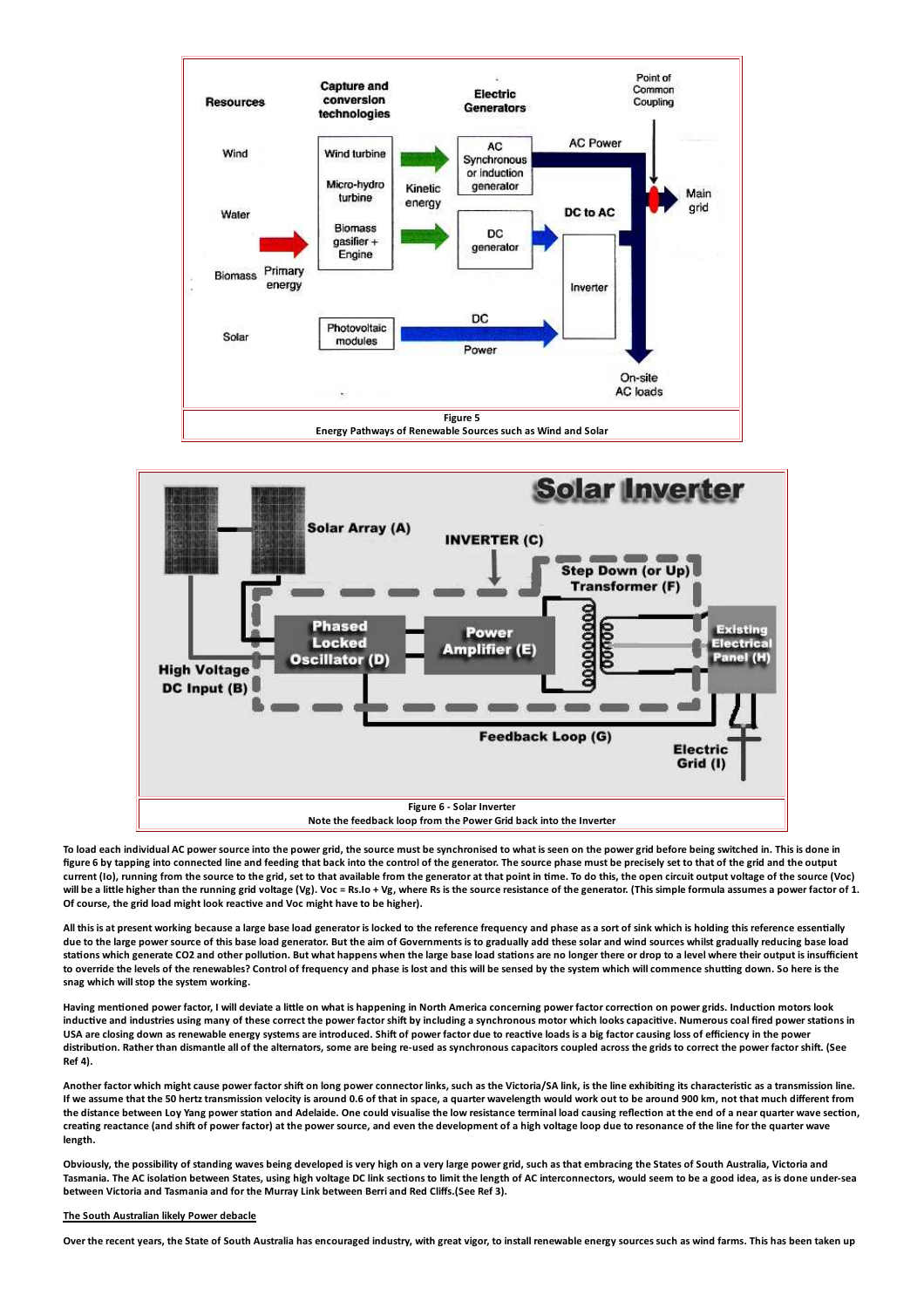Figure 5

Energy Pathways of Renewable Sources such as Wind and Solar

Figure 6 - Solar Inverter

Note the feedback loop from the Power Grid back into the Inverter

**To load each individual AC power source into the power grid, the source must be synchronised to what is seen on the power grid before being switched in. This is done in figure 6 by tapping into connected line and feeding that back into the control of the generator. The source phase must be precisely set to that of the grid and the output current (Io), running from the source to the grid, set to that available from the generator at that point in time. To do this, the open circuit output voltage of the source (Voc) will be a little higher than the running grid voltage (Vg). Voc = Rs.Io + Vg, where Rs is the source resistance of the generator. (This simple formula assumes a power factor of 1. Of course, the grid load might look reactive and Voc might have to be higher).**

**All this is at present working because a large base load generator is locked to the reference frequency and phase as a sort of sink which is holding this reference essentially due to the large power source of this base load generator. But the aim of Governments is to gradually add these solar and wind sources whilst gradually reducing base load stations which generate CO2 and other pollution. But what happens when the large base load stations are no longer there or drop to a level where their output is insufficient to override the levels of the renewables? Control of frequency and phase is lost and this will be sensed by the system which will commence shutting down. So here is the snag which will stop the system working.**

**Having mentioned power factor, I will deviate a little on what is happening in North America concerning power factor correction on power grids. Induction motors look inductive and industries using many of these correct the power factor shift by including a synchronous motor which looks capacitive. Numerous coal fired power stations in USA are closing down as renewable energy systems are introduced. Shift of power factor due to reactive loads is a big factor causing loss of efficiency in the power distribution. Rather than dismantle all of the alternators, some are being re-used as synchronous capacitors coupled across the grids to correct the power factor shift. (See Ref 4).**

**Another factor which might cause power factor shift on long power connector links, such as the Victoria/SA link, is the line exhibiting its characteristic as a transmission line. If we assume that the 50 hertz transmission velocity is around 0.6 of that in space, a quarter wavelength would work out to be around 900 km, not that much different from the distance between Loy Yang power station and Adelaide. One could visualise the low resistance terminal load causing reflection at the end of a near quarter wave section, creating reactance (and shift of power factor) at the power source, and even the development of a high voltage loop due to resonance of the line for the quarter wave length.**

**Obviously, the possibility of standing waves being developed is very high on a very large power grid, such as that embracing the States of South Australia, Victoria and Tasmania. The AC isolation between States, using high voltage DC link sections to limit the length of AC interconnectors, would seem to be a good idea, as is done under-sea between Victoria and Tasmania and for the Murray Link between Berri and Red Cliffs.(See Ref 3).**

**The South Australian likely Power debacle**

**Over the recent years, the State of South Australia has encouraged industry, with great vigor, to install renewable energy sources such as wind farms. This has been taken up**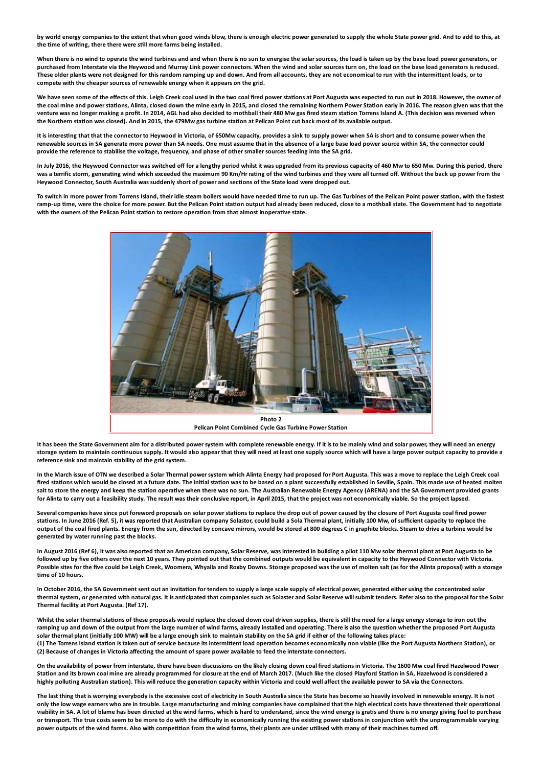by world energy companies to the extent that when good winds blow, there is enough electric power generated to supply the whole State power grid. And to add to this, at the time of writing, there there were still more farms being installed.

When there is no wind to operate the wind turbines and and when there is no sun to energise the solar sources, the load is taken up by the base load power generators, or purchased from Interstate via the Heywood and Murray Link power connectors. When the wind and solar sources turn on, the load on the base load generators is reduced. These older plants were not designed for this random ramping up and down. And from all accounts, they are not economical to run with the intermittent loads, or to compete with the cheaper sources of renewable energy when it appears on the grid.

We have seen some of the effects of this. Leigh Creek coal used in the two coal fired power stations at Port Augusta was expected to run out in 2018. However, the owner of the coal mine and power stations, Alinta, closed down the mine early in 2015, and closed the remaining Northern Power Station early in 2016. The reason given was that the venture was no longer making a profit. In 2014, AGL had also decided to mothball their 480 Mw gas fired steam station Torrens Island A. (This decision was reversed when the Northern station was closed). And in 2015, the 479Mw gas turbine station at Pelican Point cut back most of its available output.

It is interesting that that the connector to Heywood in Victoria, of 650Mw capacity, provides a sink to supply power when SA is short and to consume power when the renewable sources in SA generate more power than SA needs. One must assume that in the absence of a large base load power source within SA, the connector could provide the reference to stabilise the voltage, frequency, and phase of other smaller sources feeding into the SA grid.

In July 2016, the Heywood Connector was switched off for a lengthy period whilst it was upgraded from its previous capacity of 460 Mw to 650 Mw. During this period, there was a terrific storm, generating wind which exceeded the maximum 90 Km/Hr rating of the wind turbines and they were all turned off. Without the back up power from the Heywood Connector, South Australia was suddenly short of power and sections of the State load were dropped out.

To switch in more power from Torrens Island, their idle steam boilers would have needed time to run up. The Gas Turbines of the Pelican Point power station, with the fastest ramp-up time, were the choice for more power. But the Pelican Point station output had already been reduced, close to a mothball state. The Government had to negotiate with the owners of the Pelican Point station to restore operation from that almost inoperative state.

Photo 2
Pelican Point Combined Cycle Gas Turbine Power Station

It has been the State Government aim for a distributed power system with complete renewable energy. If it is to be mainly wind and solar power, they will need an energy storage system to maintain continuous supply. It would also appear that they will need at least one supply source which will have a large power output capacity to provide a reference sink and maintain stability of the grid system.

In the March issue of OTN we described a Solar Thermal power system which Alinta Energy had proposed for Port Augusta. This was a move to replace the Leigh Creek coal fired stations which would be closed at a future date. The initial station was to be based on a plant successfully established in Seville, Spain. This made use of heated molten salt to store the energy and keep the station operative when there was no sun. The Australian Renewable Energy Agency (ARENA) and the SA Government provided grants for Alinta to carry out a feasibility study. The result was their conclusive report, in April 2015, that the project was not economically viable. So the project lapsed.

Several companies have since put foreword proposals on solar power stations to replace the drop out of power caused by the closure of Port Augusta coal fired power stations. In June 2016 (Ref. 5), it was reported that Australian company Solastor, could build a Sola Thermal plant, initially 100 Mw, of sufficient capacity to replace the output of the coal fired plants. Energy from the sun, directed by concave mirrors, would be stored at 800 degrees C in graphite blocks. Steam to drive a turbine would be generated by water running past the blocks.

In August 2016 (Ref 6), it was also reported that an American company, Solar Reserve, was interested in building a pilot 110 Mw solar thermal plant at Port Augusta to be followed up by five others over the next 10 years. They pointed out that the combined outputs would be equivalent in capacity to the Heywood Connector with Victoria. Possible sites for the five could be Leigh Creek, Woomera, Whyalla and Roxby Downs. Storage proposed was the use of molten salt (as for the Alinta proposal) with a storage time of 10 hours.

In October 2016, the SA Government sent out an invitation for tenders to supply a large scale supply of electrical power, generated either using the concentrated solar thermal system, or generated with natural gas. It is anticipated that companies such as Solaster and Solar Reserve will submit tenders. Refer also to the proposal for the Solar Thermal facility at Port Augusta. (Ref 17).

Whilst the solar thermal stations of these proposals would replace the closed down coal driven supplies, there is still the need for a large energy storage to iron out the ramping up and down of the output from the large number of wind farms, already installed and operating. There is also the question whether the proposed Port Augusta solar thermal plant (initially 100 MW) will be a large enough sink to maintain stability on the SA grid if either of the following takes place:
(1) The Torrens Island station is taken out of service because its intermittent load operation becomes economically non viable (like the Port Augusta Northern Station), or
(2) Because of changes in Victoria affecting the amount of spare power available to feed the interstate connectors.

On the availability of power from interstate, there have been discussions on the likely closing down coal fired stations in Victoria. The 1600 Mw coal fired Hazelwood Power Station and its brown coal mine are already programmed for closure at the end of March 2017. (Much like the closed Playford Station in SA, Hazelwood is considered a highly polluting Australian station). This will reduce the generation capacity within Victoria and could well affect the available power to SA via the Connectors.

The last thing that is worrying everybody is the excessive cost of electricity in South Australia since the State has become so heavily involved in renewable energy. It is not only the low wage earners who are in trouble. Large manufacturing and mining companies have complained that the high electrical costs have threatened their operational viability in SA. A lot of blame has been directed at the wind farms, which is hard to understand, since the wind energy is gratis and there is no energy giving fuel to purchase or transport. The true costs seem to be more to do with the difficulty in economically running the existing power stations in conjunction with the unprogrammable varying power outputs of the wind farms. Also with competition from the wind farms, their plants are under utilised with many of their machines turned off.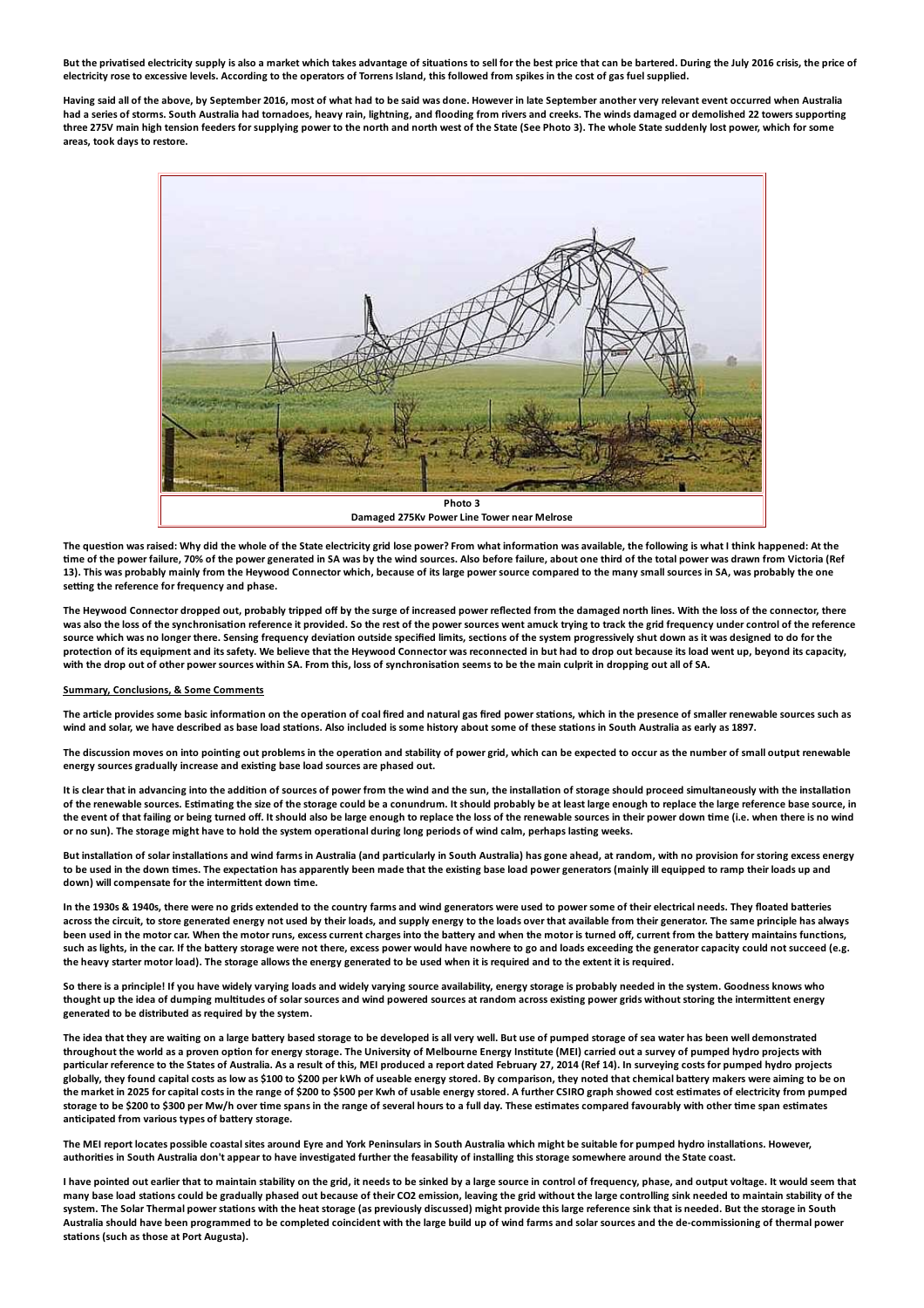But the privatised electricity supply is also a market which takes advantage of situations to sell for the best price that can be bartered. During the July 2016 crisis, the price of electricity rose to excessive levels. According to the operators of Torrens Island, this followed from spikes in the cost of gas fuel supplied.

Having said all of the above, by September 2016, most of what had to be said was done. However in late September another very relevant event occurred when Australia had a series of storms. South Australia had tornadoes, heavy rain, lightning, and flooding from rivers and creeks. The winds damaged or demolished 22 towers supporting three 275V main high tension feeders for supplying power to the north and north west of the State (See Photo 3). The whole State suddenly lost power, which for some areas, took days to restore.

Photo 3
Damaged 275Kv Power Line Tower near Melrose

The question was raised: Why did the whole of the State electricity grid lose power? From what information was available, the following is what I think happened: At the time of the power failure, 70% of the power generated in SA was by the wind sources. Also before failure, about one third of the total power was drawn from Victoria (Ref 13). This was probably mainly from the Heywood Connector which, because of its large power source compared to the many small sources in SA, was probably the one setting the reference for frequency and phase.

The Heywood Connector dropped out, probably tripped off by the surge of increased power reflected from the damaged north lines. With the loss of the connector, there was also the loss of the synchronisation reference it provided. So the rest of the power sources went amuck trying to track the grid frequency under control of the reference source which was no longer there. Sensing frequency deviation outside specified limits, sections of the system progressively shut down as it was designed to do for the protection of its equipment and its safety. We believe that the Heywood Connector was reconnected in but had to drop out because its load went up, beyond its capacity, with the drop out of other power sources within SA. From this, loss of synchronisation seems to be the main culprit in dropping out all of SA.

## Summary, Conclusions, & Some Comments

The article provides some basic information on the operation of coal fired and natural gas fired power stations, which in the presence of smaller renewable sources such as wind and solar, we have described as base load stations. Also included is some history about some of these stations in South Australia as early as 1897.

The discussion moves on into pointing out problems in the operation and stability of power grid, which can be expected to occur as the number of small output renewable energy sources gradually increase and existing base load sources are phased out.

It is clear that in advancing into the addition of sources of power from the wind and the sun, the installation of storage should proceed simultaneously with the installation of the renewable sources. Estimating the size of the storage could be a conundrum. It should probably be at least large enough to replace the large reference base source, in the event of that failing or being turned off. It should also be large enough to replace the loss of the renewable sources in their power down time (i.e. when there is no wind or no sun). The storage might have to hold the system operational during long periods of wind calm, perhaps lasting weeks.

But installation of solar installations and wind farms in Australia (and particularly in South Australia) has gone ahead, at random, with no provision for storing excess energy to be used in the down times. The expectation has apparently been made that the existing base load power generators (mainly ill equipped to ramp their loads up and down) will compensate for the intermittent down time.

In the 1930s & 1940s, there were no grids extended to the country farms and wind generators were used to power some of their electrical needs. They floated batteries across the circuit, to store generated energy not used by their loads, and supply energy to the loads over that available from their generator. The same principle has always been used in the motor car. When the motor runs, excess current charges into the battery and when the motor is turned off, current from the battery maintains functions, such as lights, in the car. If the battery storage were not there, excess power would have nowhere to go and loads exceeding the generator capacity could not succeed (e.g. the heavy starter motor load). The storage allows the energy generated to be used when it is required and to the extent it is required.

So there is a principle! If you have widely varying loads and widely varying source availability, energy storage is probably needed in the system. Goodness knows who thought up the idea of dumping multitudes of solar sources and wind powered sources at random across existing power grids without storing the intermittent energy generated to be distributed as required by the system.

The idea that they are waiting on a large battery based storage to be developed is all very well. But use of pumped storage of sea water has been well demonstrated throughout the world as a proven option for energy storage. The University of Melbourne Energy Institute (MEI) carried out a survey of pumped hydro projects with particular reference to the States of Australia. As a result of this, MEI produced a report dated February 27, 2014 (Ref 14). In surveying costs for pumped hydro projects globally, they found capital costs as low as \$100 to \$200 per kWh of useable energy stored. By comparison, they noted that chemical battery makers were aiming to be on the market in 2025 for capital costs in the range of \$200 to \$500 per Kwh of usable energy stored. A further CSIRO graph showed cost estimates of electricity from pumped storage to be \$200 to \$300 per Mw/h over time spans in the range of several hours to a full day. These estimates compared favourably with other time span estimates anticipated from various types of battery storage.

The MEI report locates possible coastal sites around Eyre and York Peninsulars in South Australia which might be suitable for pumped hydro installations. However, authorities in South Australia don't appear to have investigated further the feasability of installing this storage somewhere around the State coast.

I have pointed out earlier that to maintain stability on the grid, it needs to be sinked by a large source in control of frequency, phase, and output voltage. It would seem that many base load stations could be gradually phased out because of their CO2 emission, leaving the grid without the large controlling sink needed to maintain stability of the system. The Solar Thermal power stations with the heat storage (as previously discussed) might provide this large reference sink that is needed. But the storage in South Australia should have been programmed to be completed coincident with the large build up of wind farms and solar sources and the de-commissioning of thermal power stations (such as those at Port Augusta).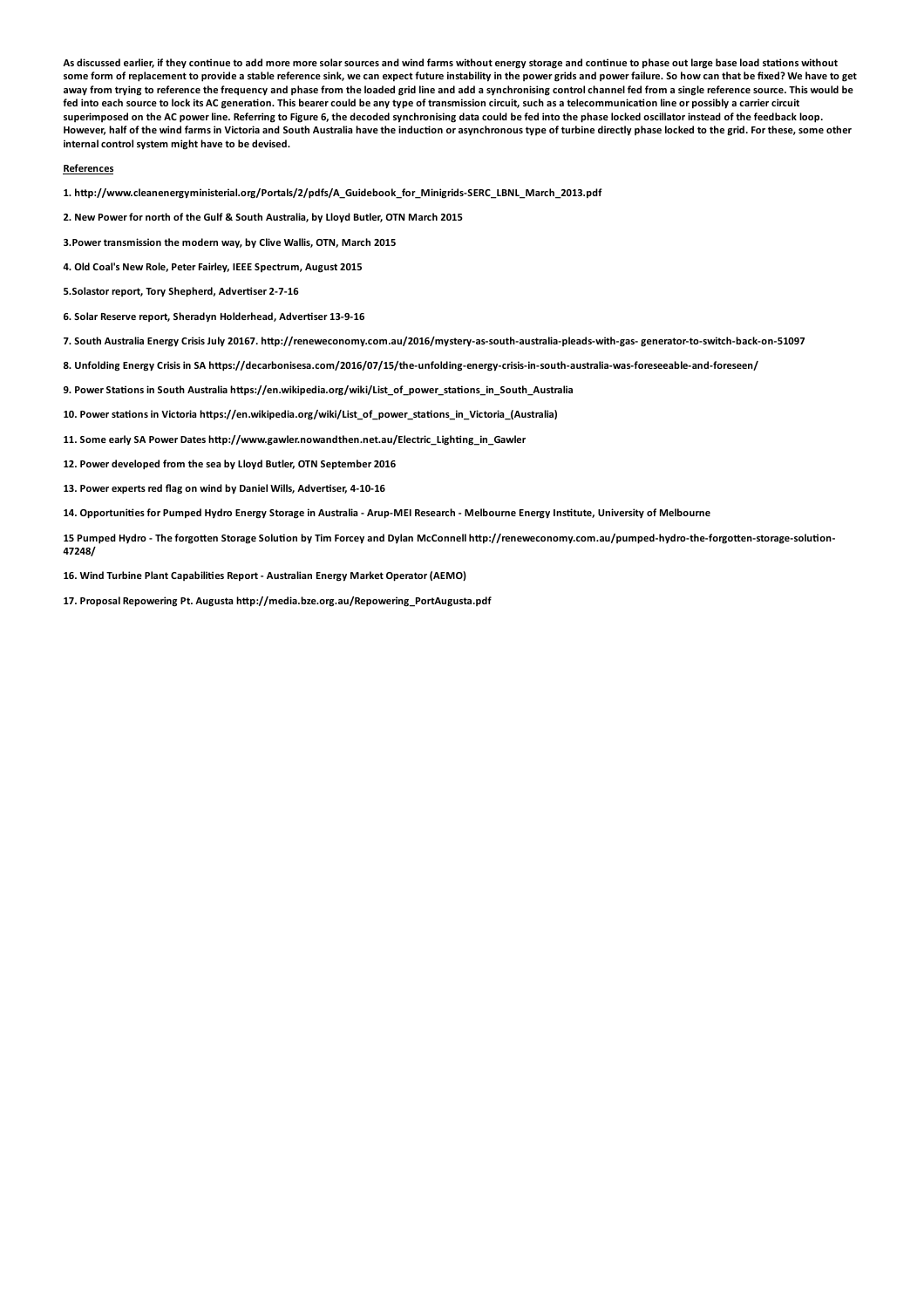**As discussed earlier, if they continue to add more more solar sources and wind farms without energy storage and continue to phase out large base load stations without some form of replacement to provide a stable reference sink, we can expect future instability in the power grids and power failure. So how can that be fixed? We have to get away from trying to reference the frequency and phase from the loaded grid line and add a synchronising control channel fed from a single reference source. This would be fed into each source to lock its AC generation. This bearer could be any type of transmission circuit, such as a telecommunication line or possibly a carrier circuit superimposed on the AC power line. Referring to Figure 6, the decoded synchronising data could be fed into the phase locked oscillator instead of the feedback loop. However, half of the wind farms in Victoria and South Australia have the induction or asynchronous type of turbine directly phase locked to the grid. For these, some other internal control system might have to be devised.**

**<u>References</u>**

**1. http://www.cleanenergyministerial.org/Portals/2/pdfs/A_Guidebook_for_Minigrids-SERC_LBNL_March_2013.pdf**

**2. New Power for north of the Gulf & South Australia, by Lloyd Butler, OTN March 2015**

**3.Power transmission the modern way, by Clive Wallis, OTN, March 2015**

**4. Old Coal's New Role, Peter Fairley, IEEE Spectrum, August 2015**

**5.Solastor report, Tory Shepherd, Advertiser 2-7-16**

**6. Solar Reserve report, Sheradyn Holderhead, Advertiser 13-9-16**

**7. South Australia Energy Crisis July 20167. http://reneweconomy.com.au/2016/mystery-as-south-australia-pleads-with-gas- generator-to-switch-back-on-51097**

**8. Unfolding Energy Crisis in SA https://decarbonisesa.com/2016/07/15/the-unfolding-energy-crisis-in-south-australia-was-foreseeable-and-foreseen/**

**9. Power Stations in South Australia https://en.wikipedia.org/wiki/List_of_power_stations_in_South_Australia**

**10. Power stations in Victoria https://en.wikipedia.org/wiki/List_of_power_stations_in_Victoria_(Australia)**

**11. Some early SA Power Dates http://www.gawler.nowandthen.net.au/Electric_Lighting_in_Gawler**

**12. Power developed from the sea by Lloyd Butler, OTN September 2016**

**13. Power experts red flag on wind by Daniel Wills, Advertiser, 4-10-16**

**14. Opportunities for Pumped Hydro Energy Storage in Australia - Arup-MEI Research - Melbourne Energy Institute, University of Melbourne**

**15 Pumped Hydro - The forgotten Storage Solution by Tim Forcey and Dylan McConnell http://reneweconomy.com.au/pumped-hydro-the-forgotten-storage-solution-47248/**

**16. Wind Turbine Plant Capabilities Report - Australian Energy Market Operator (AEMO)**

**17. Proposal Repowering Pt. Augusta http://media.bze.org.au/Repowering_PortAugusta.pdf**